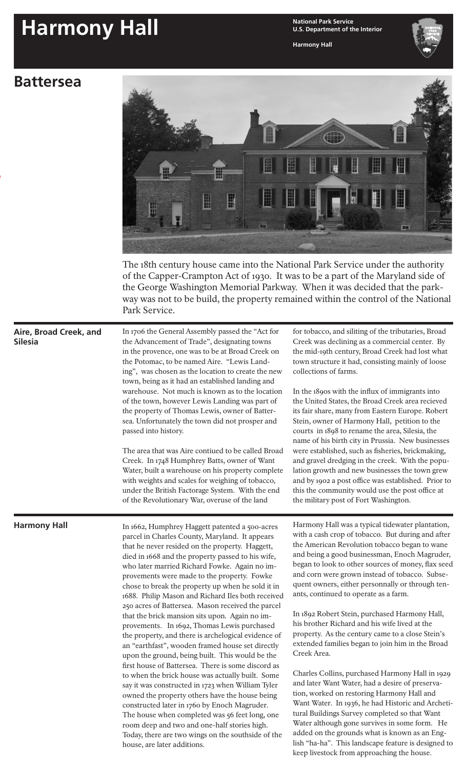# Harmony Hall

National Park Service
U.S. Department of the Interior

Harmony Hall

## Battersea

The 18th century house came into the National Park Service under the authority of the Capper-Crampton Act of 1930. It was to be a part of the Maryland side of the George Washington Memorial Parkway. When it was decided that the parkway was not to be build, the property remained within the control of the National Park Service.

### Aire, Broad Creek, and Silesia

In 1706 the General Assembly passed the "Act for the Advancement of Trade", designating towns in the provence, one was to be at Broad Creek on the Potomac, to be named Aire. "Lewis Landing", was chosen as the location to create the new town, being as it had an established landing and warehouse. Not much is known as to the location of the town, however Lewis Landing was part of the property of Thomas Lewis, owner of Battersea. Unfortunately the town did not prosper and passed into history.

The area that was Aire contiued to be called Broad Creek. In 1748 Humphrey Batts, owner of Want Water, built a warehouse on his property complete with weights and scales for weighing of tobacco, under the British Factorage System. With the end of the Revolutionary War, overuse of the land for tobacco, and siliting of the tributaries, Broad Creek was declining as a commercial center. By the mid-19th century, Broad Creek had lost what town structure it had, consisting mainly of loose collections of farms.

In the 1890s with the influx of immigrants into the United States, the Broad Creek area recieved its fair share, many from Eastern Europe. Robert Stein, owner of Harmony Hall, petition to the courts in 1898 to rename the area, Silesia, the name of his birth city in Prussia. New businesses were established, such as fisheries, brickmaking, and gravel dredging in the creek. With the population growth and new businesses the town grew and by 1902 a post office was established. Prior to this the community would use the post office at the military post of Fort Washington.

### Harmony Hall

In 1662, Humphrey Haggett patented a 500-acres parcel in Charles County, Maryland. It appears that he never resided on the property. Haggett, died in 1668 and the property passed to his wife, who later married Richard Fowke. Again no improvements were made to the property. Fowke chose to break the property up when he sold it in 1688. Philip Mason and Richard Iles both received 250 acres of Battersea. Mason received the parcel that the brick mansion sits upon. Again no improvements. In 1692, Thomas Lewis purchased the property, and there is archelogical evidence of an "earthfast", wooden framed house set directly upon the ground, being built. This would be the first house of Battersea. There is some discord as to when the brick house was actually built. Some say it was constructed in 1723 when William Tyler owned the property others have the house being constructed later in 1760 by Enoch Magruder. The house when completed was 56 feet long, one room deep and two and one-half stories high. Today, there are two wings on the southside of the house, are later additions.

Harmony Hall was a typical tidewater plantation, with a cash crop of tobacco. But during and after the American Revolution tobacco began to wane and being a good businessman, Enoch Magruder, began to look to other sources of money, flax seed and corn were grown instead of tobacco. Subsequent owners, either personnally or through tenants, continued to operate as a farm.

In 1892 Robert Stein, purchased Harmony Hall, his brother Richard and his wife lived at the property. As the century came to a close Stein's extended families began to join him in the Broad Creek Area.

Charles Collins, purchased Harmony Hall in 1929 and later Want Water, had a desire of preservation, worked on restoring Harmony Hall and Want Water. In 1936, he had Historic and Archetitural Buildings Survey completed so that Want Water although gone survives in some form. He added on the grounds what is known as an English "ha-ha". This landscape feature is designed to keep livestock from approaching the house.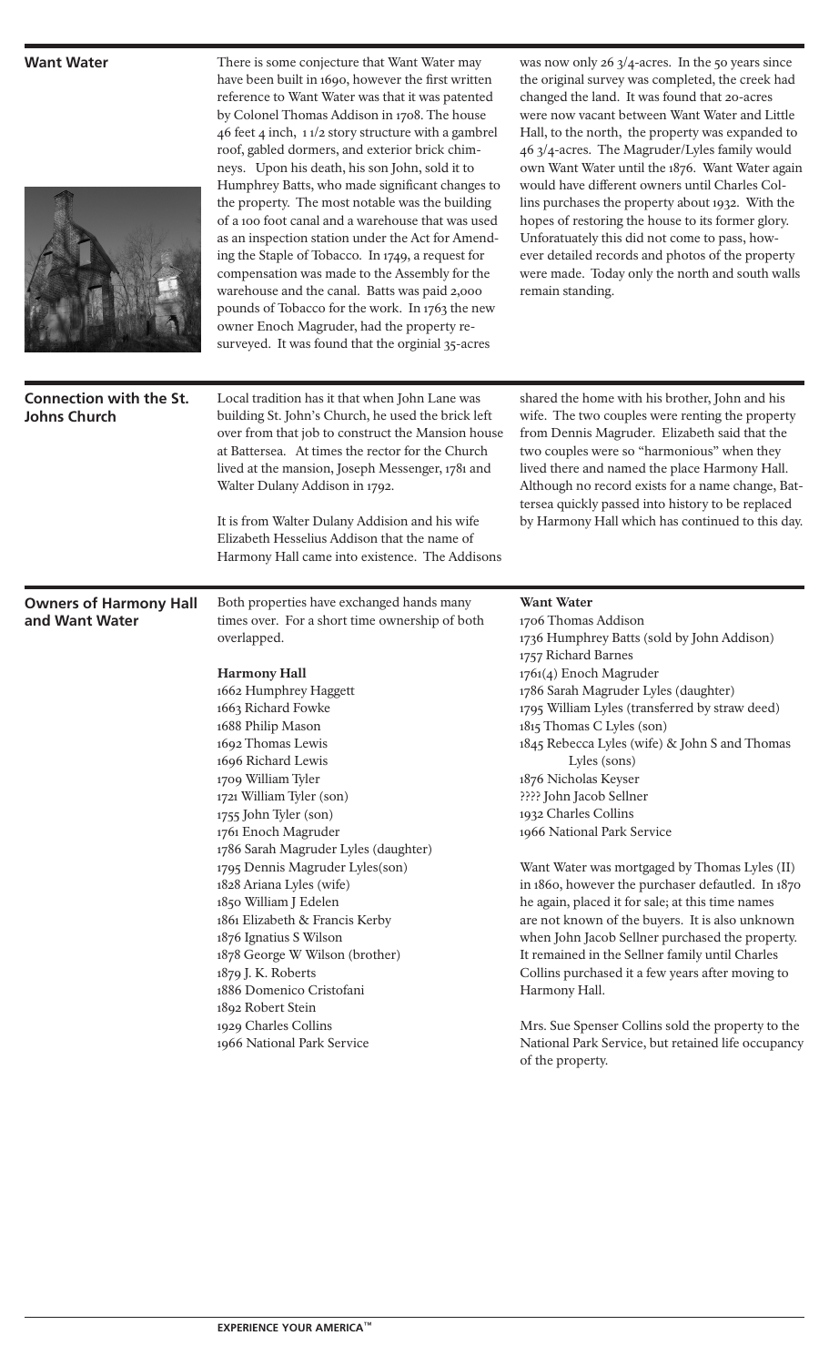## Want Water

There is some conjecture that Want Water may have been built in 1690, however the first written reference to Want Water was that it was patented by Colonel Thomas Addison in 1708. The house 46 feet 4 inch, 1 1/2 story structure with a gambrel roof, gabled dormers, and exterior brick chimneys. Upon his death, his son John, sold it to Humphrey Batts, who made significant changes to the property. The most notable was the building of a 100 foot canal and a warehouse that was used as an inspection station under the Act for Amending the Staple of Tobacco. In 1749, a request for compensation was made to the Assembly for the warehouse and the canal. Batts was paid 2,000 pounds of Tobacco for the work. In 1763 the new owner Enoch Magruder, had the property resurveyed. It was found that the orginial 35-acres was now only 26 3/4-acres. In the 50 years since the original survey was completed, the creek had changed the land. It was found that 20-acres were now vacant between Want Water and Little Hall, to the north, the property was expanded to 46 3/4-acres. The Magruder/Lyles family would own Want Water until the 1876. Want Water again would have different owners until Charles Collins purchases the property about 1932. With the hopes of restoring the house to its former glory. Unforatuately this did not come to pass, however detailed records and photos of the property were made. Today only the north and south walls remain standing.

## Connection with the St. Johns Church

Local tradition has it that when John Lane was building St. John's Church, he used the brick left over from that job to construct the Mansion house at Battersea. At times the rector for the Church lived at the mansion, Joseph Messenger, 1781 and Walter Dulany Addison in 1792.

It is from Walter Dulany Addision and his wife Elizabeth Hesselius Addison that the name of Harmony Hall came into existence. The Addisons shared the home with his brother, John and his wife. The two couples were renting the property from Dennis Magruder. Elizabeth said that the two couples were so "harmonious" when they lived there and named the place Harmony Hall. Although no record exists for a name change, Battersea quickly passed into history to be replaced by Harmony Hall which has continued to this day.

## Owners of Harmony Hall and Want Water

Both properties have exchanged hands many times over. For a short time ownership of both overlapped.

**Harmony Hall**

1662 Humphrey Haggett
1663 Richard Fowke
1688 Philip Mason
1692 Thomas Lewis
1696 Richard Lewis
1709 William Tyler
1721 William Tyler (son)
1755 John Tyler (son)
1761 Enoch Magruder
1786 Sarah Magruder Lyles (daughter)
1795 Dennis Magruder Lyles(son)
1828 Ariana Lyles (wife)
1850 William J Edelen
1861 Elizabeth & Francis Kerby
1876 Ignatius S Wilson
1878 George W Wilson (brother)
1879 J. K. Roberts
1886 Domenico Cristofani
1892 Robert Stein
1929 Charles Collins
1966 National Park Service

**Want Water**

1706 Thomas Addison
1736 Humphrey Batts (sold by John Addison)
1757 Richard Barnes
1761(4) Enoch Magruder
1786 Sarah Magruder Lyles (daughter)
1795 William Lyles (transferred by straw deed)
1815 Thomas C Lyles (son)
1845 Rebecca Lyles (wife) & John S and Thomas Lyles (sons)
1876 Nicholas Keyser
???? John Jacob Sellner
1932 Charles Collins
1966 National Park Service

Want Water was mortgaged by Thomas Lyles (II) in 1860, however the purchaser defaulted. In 1870 he again, placed it for sale; at this time names are not known of the buyers. It is also unknown when John Jacob Sellner purchased the property. It remained in the Sellner family until Charles Collins purchased it a few years after moving to Harmony Hall.

Mrs. Sue Spenser Collins sold the property to the National Park Service, but retained life occupancy of the property.